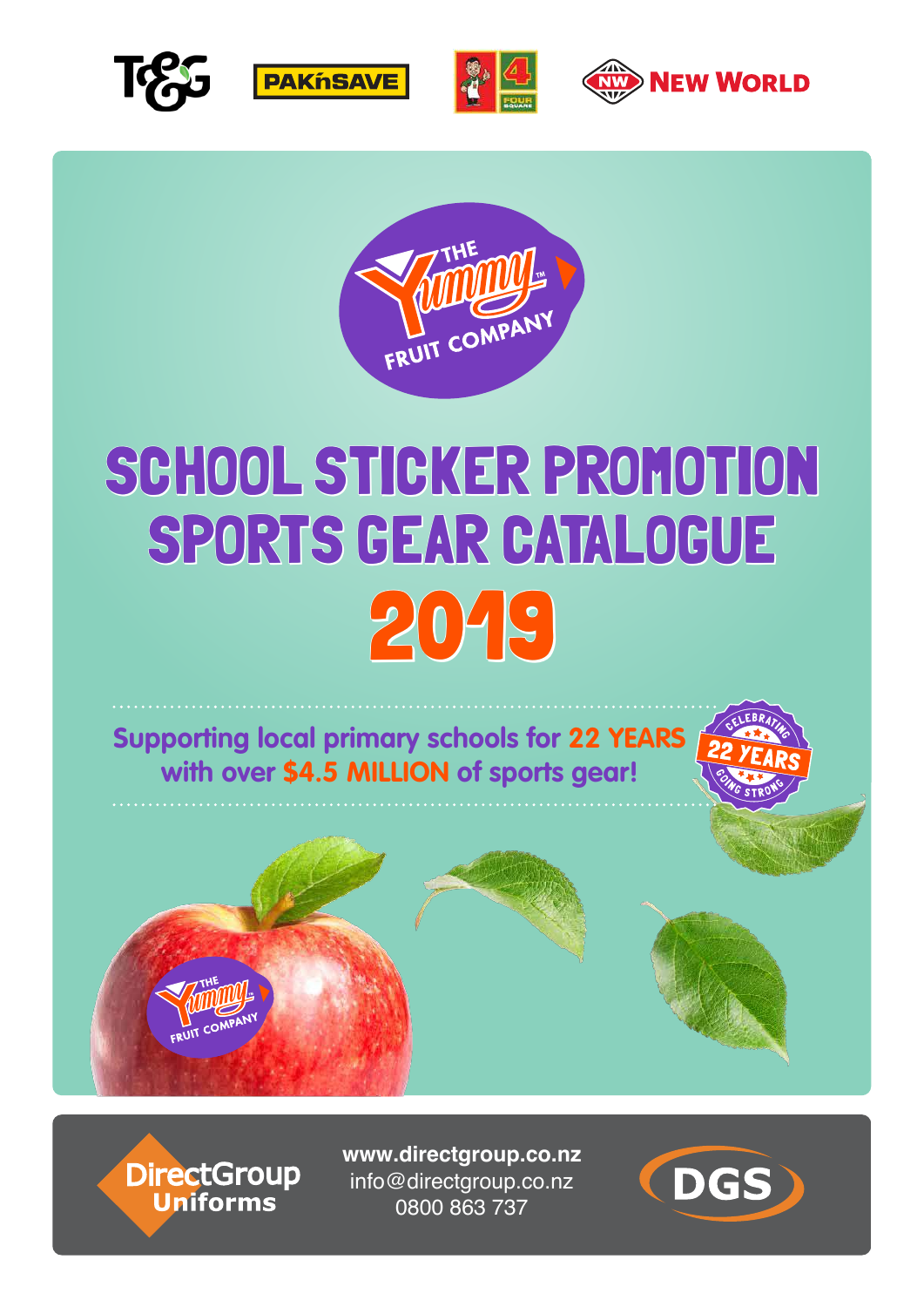T&G PAK'nSAVE FOUR SQUARE NEW WORLD

THE Yummy FRUIT COMPANY

# SCHOOL STICKER PROMOTION SPORTS GEAR CATALOGUE

# 2019

Supporting local primary schools for 22 YEARS with over $4.5 MILLION of sports gear!

CELEBRATING 22 YEARS GOING STRONG

DirectGroup Uniforms

www.directgroup.co.nz
info@directgroup.co.nz
0800 863 737

DGS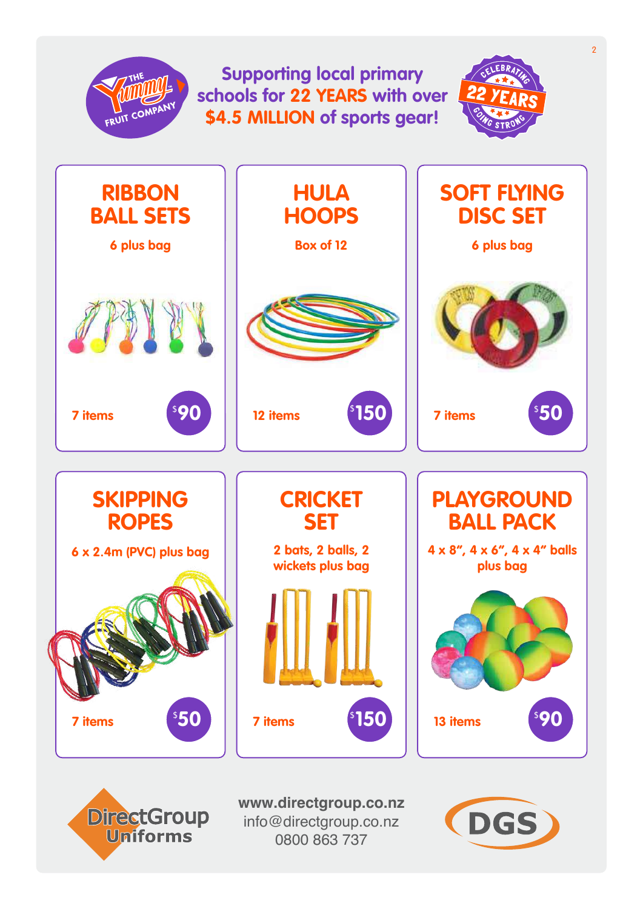Supporting local primary schools for 22 YEARS with over $4.5 MILLION of sports gear!

CELEBRATING 22 YEARS GOING STRONG

## RIBBON BALL SETS

6 plus bag

7 items — $90

## HULA HOOPS

Box of 12

12 items — $150

## SOFT FLYING DISC SET

6 plus bag

7 items — $50

## SKIPPING ROPES

6 x 2.4m (PVC) plus bag

7 items — $50

## CRICKET SET

2 bats, 2 balls, 2 wickets plus bag

7 items — $150

## PLAYGROUND BALL PACK

4 x 8", 4 x 6", 4 x 4" balls plus bag

13 items — $90

DirectGroup Uniforms

www.directgroup.co.nz
info@directgroup.co.nz
0800 863 737

DGS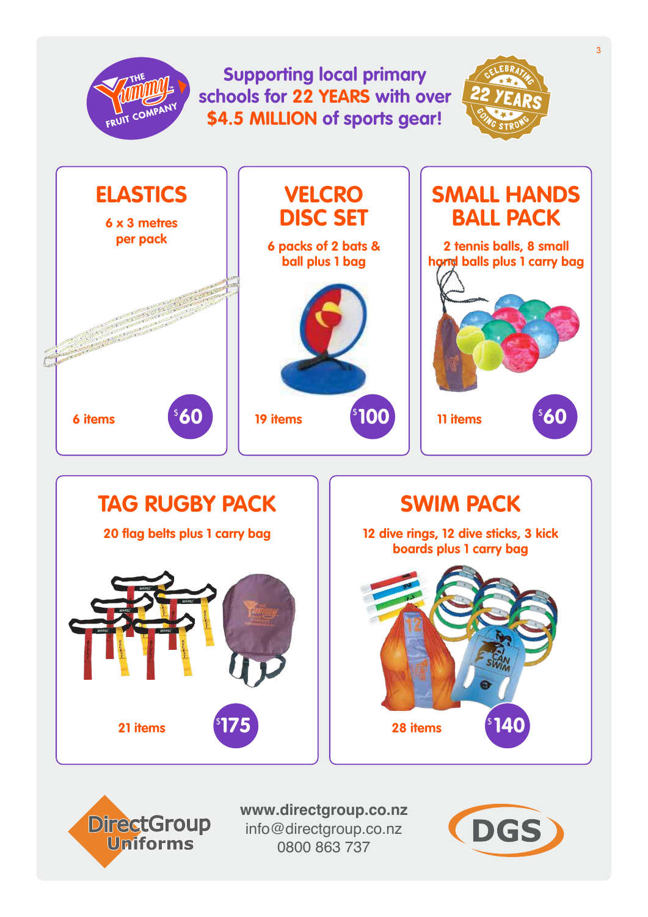Supporting local primary schools for 22 YEARS with over $4.5 MILLION of sports gear!

## ELASTICS

6 x 3 metres per pack

6 items — $60

## VELCRO DISC SET

6 packs of 2 bats & ball plus 1 bag

19 items — $100

## SMALL HANDS BALL PACK

2 tennis balls, 8 small hand balls plus 1 carry bag

11 items — $60

## TAG RUGBY PACK

20 flag belts plus 1 carry bag

21 items — $175

## SWIM PACK

12 dive rings, 12 dive sticks, 3 kick boards plus 1 carry bag

28 items — $140

DirectGroup Uniforms

www.directgroup.co.nz
info@directgroup.co.nz
0800 863 737

DGS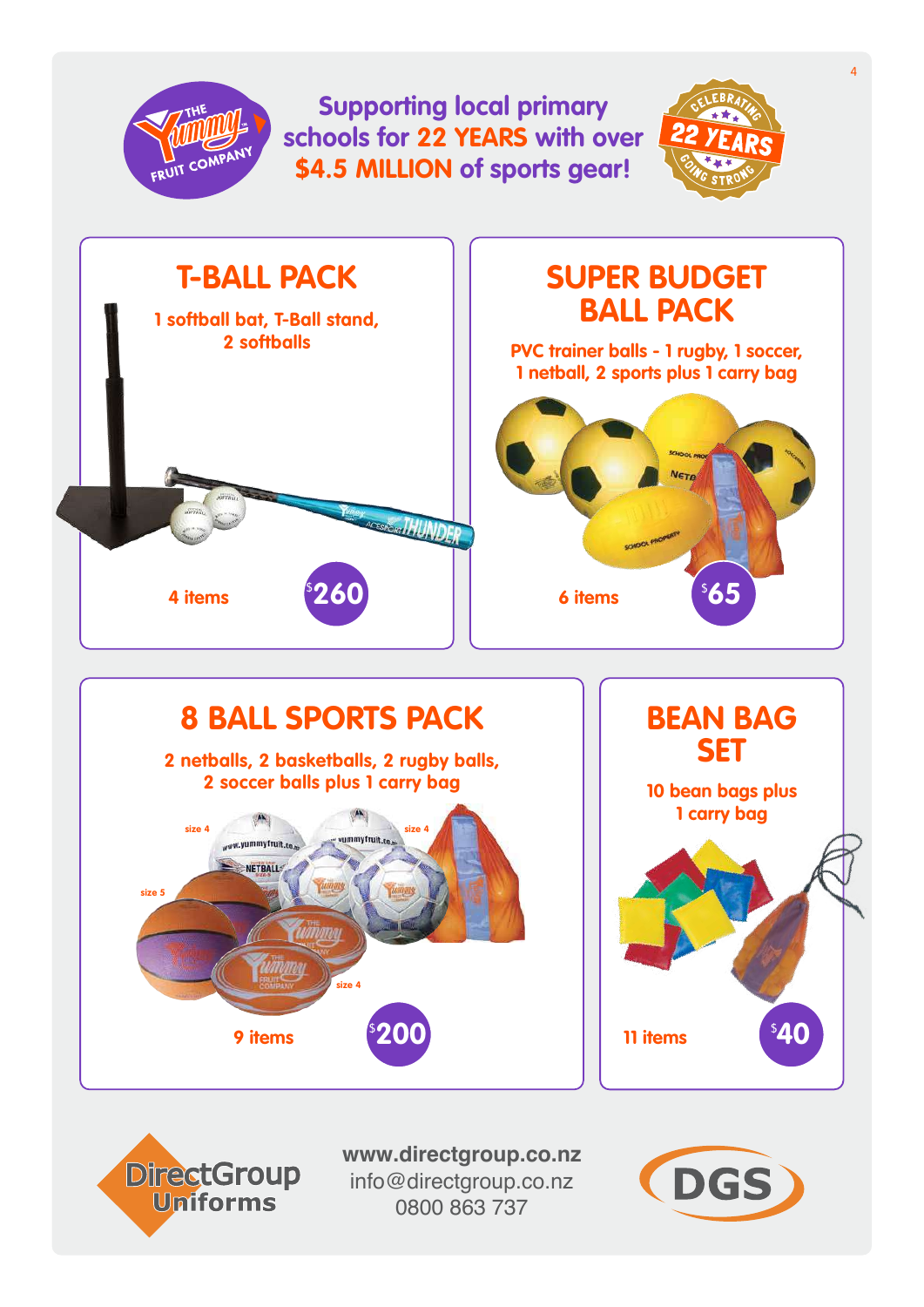THE Yummy FRUIT COMPANY

**Supporting local primary schools for 22 YEARS with over $4.5 MILLION of sports gear!**

CELEBRATING 22 YEARS GOING STRONG

## T-BALL PACK

1 softball bat, T-Ball stand, 2 softballs

4 items

$260

## SUPER BUDGET BALL PACK

PVC trainer balls - 1 rugby, 1 soccer, 1 netball, 2 sports plus 1 carry bag

6 items

$65

## 8 BALL SPORTS PACK

2 netballs, 2 basketballs, 2 rugby balls, 2 soccer balls plus 1 carry bag

size 4 · size 4 · size 5 · size 4

9 items

$200

## BEAN BAG SET

10 bean bags plus 1 carry bag

11 items

$40

DirectGroup Uniforms

www.directgroup.co.nz
info@directgroup.co.nz
0800 863 737

DGS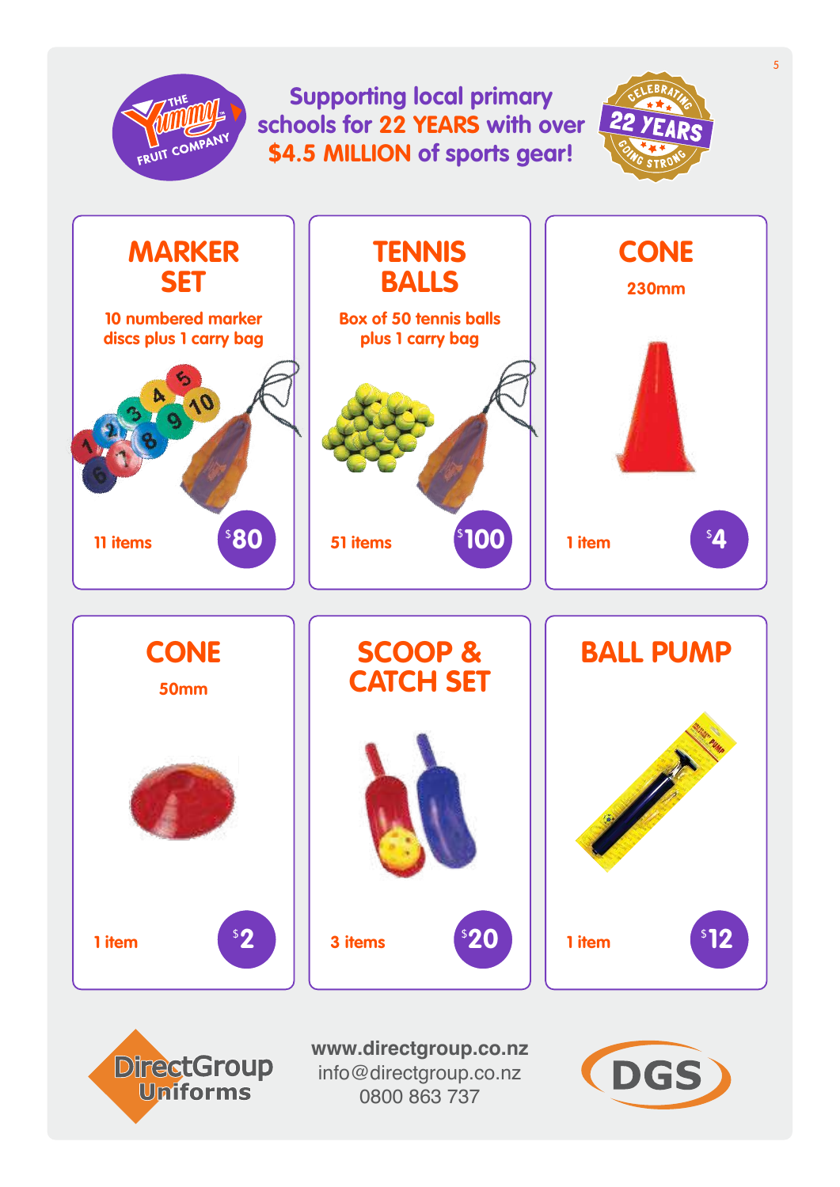THE Yummy FRUIT COMPANY

Supporting local primary schools for 22 YEARS with over $4.5 MILLION of sports gear!

CELEBRATING 22 YEARS GOING STRONG

## MARKER SET

10 numbered marker discs plus 1 carry bag

11 items — $80

## TENNIS BALLS

Box of 50 tennis balls plus 1 carry bag

51 items — $100

## CONE

230mm

1 item — $4

## CONE

50mm

1 item — $2

## SCOOP & CATCH SET

3 items — $20

## BALL PUMP

1 item — $12

DirectGroup Uniforms

www.directgroup.co.nz
info@directgroup.co.nz
0800 863 737

DGS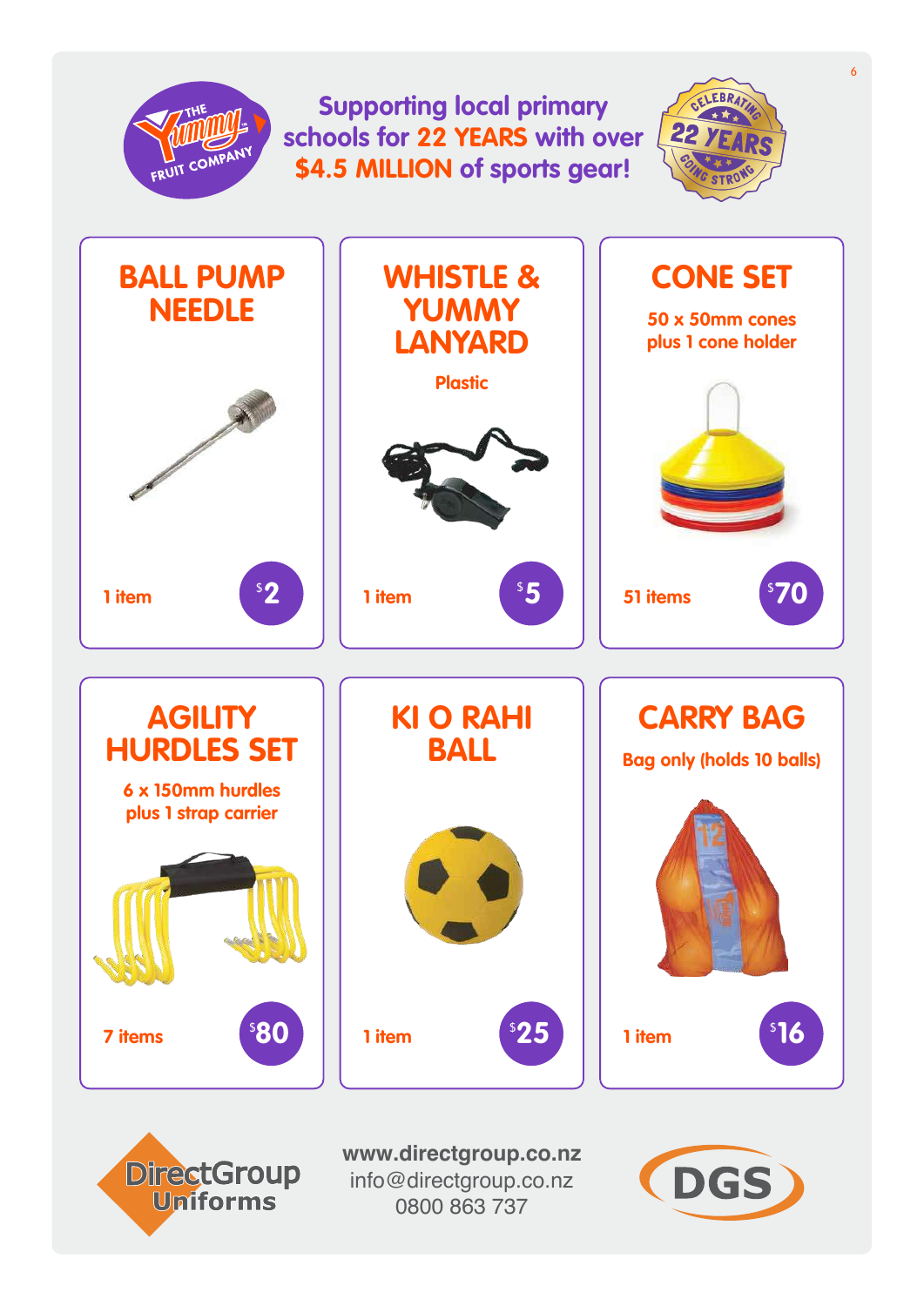Supporting local primary schools for 22 YEARS with over $4.5 MILLION of sports gear!

CELEBRATING 22 YEARS GOING STRONG

## BALL PUMP NEEDLE

1 item — $2

## WHISTLE & YUMMY LANYARD

Plastic

1 item — $5

## CONE SET

50 x 50mm cones plus 1 cone holder

51 items — $70

## AGILITY HURDLES SET

6 x 150mm hurdles plus 1 strap carrier

7 items — $80

## KI O RAHI BALL

1 item — $25

## CARRY BAG

Bag only (holds 10 balls)

1 item — $16

DirectGroup Uniforms

www.directgroup.co.nz
info@directgroup.co.nz
0800 863 737

DGS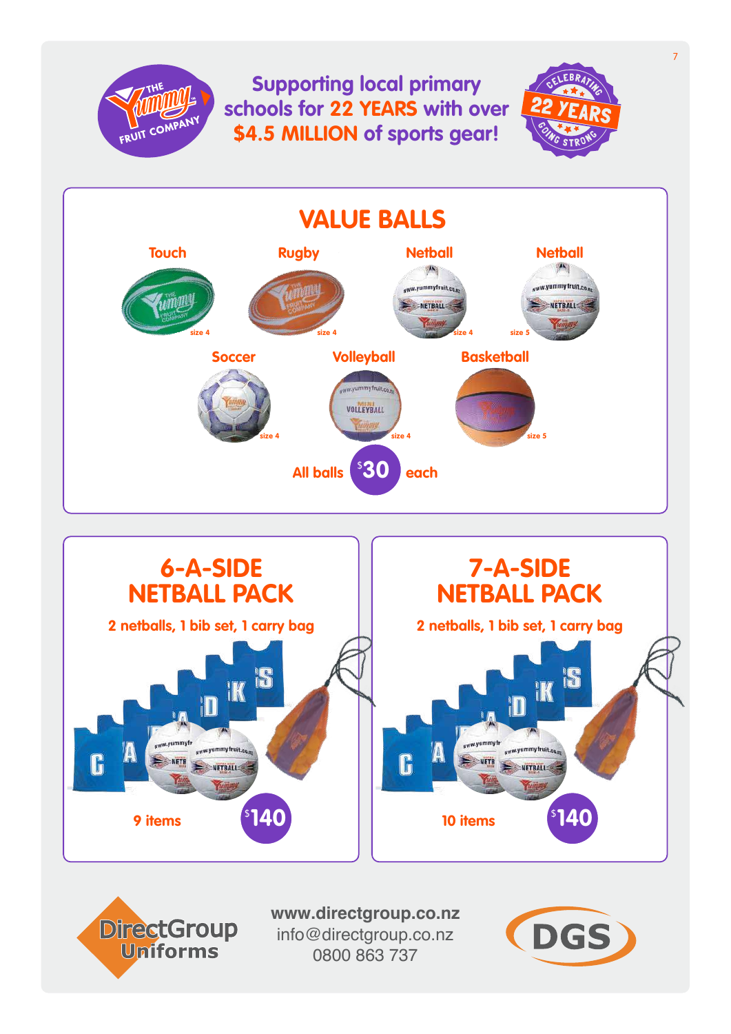Supporting local primary schools for 22 YEARS with over $4.5 MILLION of sports gear!

CELEBRATING 22 YEARS GOING STRONG

## VALUE BALLS

- Touch – size 4
- Rugby – size 4
- Netball – size 4
- Netball – size 5
- Soccer – size 4
- Volleyball – size 4
- Basketball – size 5

All balls $30 each

## 6-A-SIDE NETBALL PACK

2 netballs, 1 bib set, 1 carry bag

9 items $140

## 7-A-SIDE NETBALL PACK

2 netballs, 1 bib set, 1 carry bag

10 items $140

DirectGroup Uniforms

www.directgroup.co.nz
info@directgroup.co.nz
0800 863 737

DGS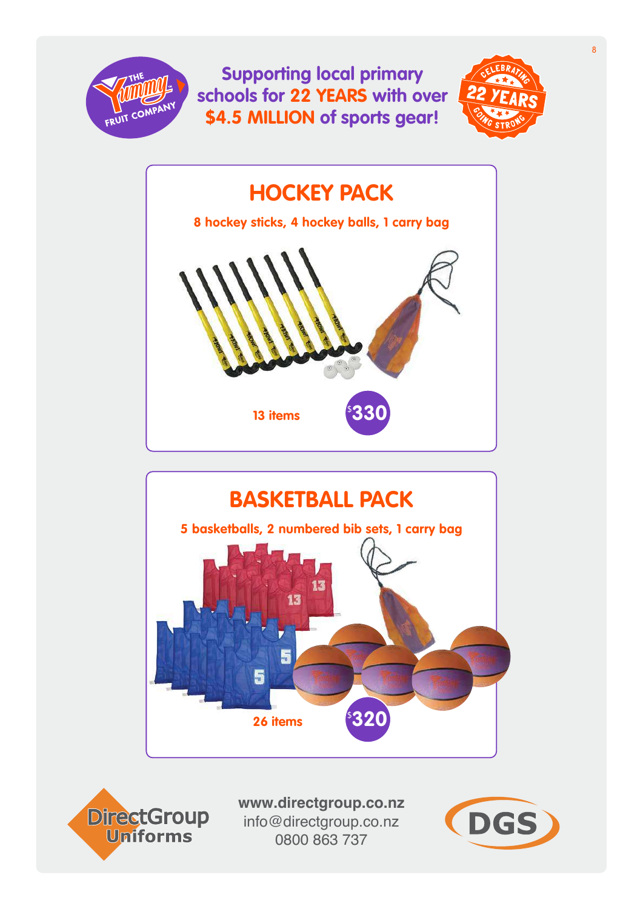THE Yummy FRUIT COMPANY

**Supporting local primary schools for 22 YEARS with over $4.5 MILLION of sports gear!**

CELEBRATING 22 YEARS GOING STRONG

## HOCKEY PACK

**8 hockey sticks, 4 hockey balls, 1 carry bag**

**13 items** **$330**

## BASKETBALL PACK

**5 basketballs, 2 numbered bib sets, 1 carry bag**

**26 items** **$320**

DirectGroup Uniforms

www.directgroup.co.nz
info@directgroup.co.nz
0800 863 737

DGS